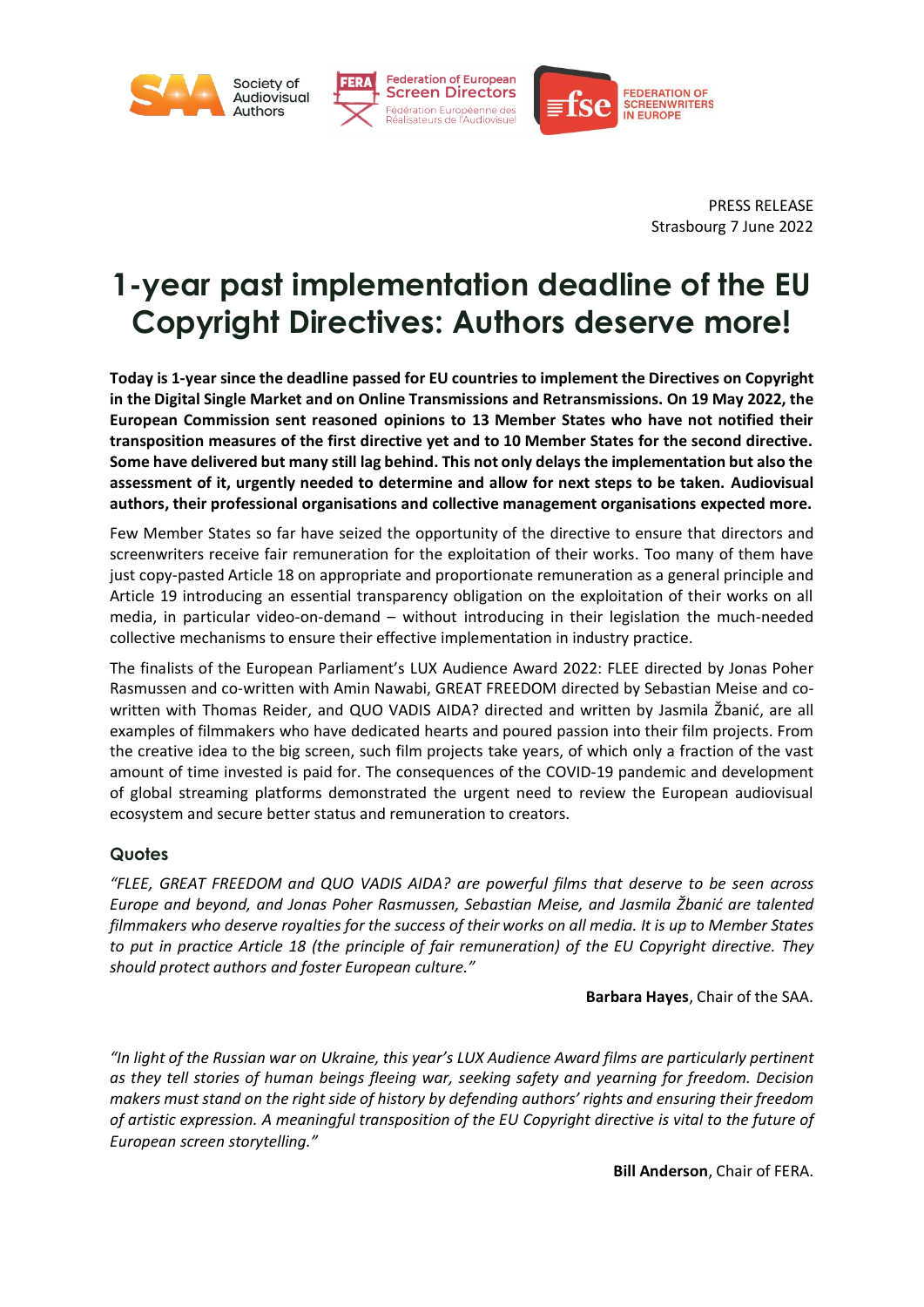Society of Audiovisual Authors | Federation of European Screen Directors – Fédération Européenne des Réalisateurs de l'Audiovisuel | Federation of Screenwriters in Europe

PRESS RELEASE
Strasbourg 7 June 2022

# 1-year past implementation deadline of the EU Copyright Directives: Authors deserve more!

**Today is 1-year since the deadline passed for EU countries to implement the Directives on Copyright in the Digital Single Market and on Online Transmissions and Retransmissions. On 19 May 2022, the European Commission sent reasoned opinions to 13 Member States who have not notified their transposition measures of the first directive yet and to 10 Member States for the second directive. Some have delivered but many still lag behind. This not only delays the implementation but also the assessment of it, urgently needed to determine and allow for next steps to be taken. Audiovisual authors, their professional organisations and collective management organisations expected more.**

Few Member States so far have seized the opportunity of the directive to ensure that directors and screenwriters receive fair remuneration for the exploitation of their works. Too many of them have just copy-pasted Article 18 on appropriate and proportionate remuneration as a general principle and Article 19 introducing an essential transparency obligation on the exploitation of their works on all media, in particular video-on-demand – without introducing in their legislation the much-needed collective mechanisms to ensure their effective implementation in industry practice.

The finalists of the European Parliament's LUX Audience Award 2022: FLEE directed by Jonas Poher Rasmussen and co-written with Amin Nawabi, GREAT FREEDOM directed by Sebastian Meise and co-written with Thomas Reider, and QUO VADIS AIDA? directed and written by Jasmila Žbanić, are all examples of filmmakers who have dedicated hearts and poured passion into their film projects. From the creative idea to the big screen, such film projects take years, of which only a fraction of the vast amount of time invested is paid for. The consequences of the COVID-19 pandemic and development of global streaming platforms demonstrated the urgent need to review the European audiovisual ecosystem and secure better status and remuneration to creators.

## Quotes

*"FLEE, GREAT FREEDOM and QUO VADIS AIDA? are powerful films that deserve to be seen across Europe and beyond, and Jonas Poher Rasmussen, Sebastian Meise, and Jasmila Žbanić are talented filmmakers who deserve royalties for the success of their works on all media. It is up to Member States to put in practice Article 18 (the principle of fair remuneration) of the EU Copyright directive. They should protect authors and foster European culture."*

**Barbara Hayes**, Chair of the SAA.

*"In light of the Russian war on Ukraine, this year's LUX Audience Award films are particularly pertinent as they tell stories of human beings fleeing war, seeking safety and yearning for freedom. Decision makers must stand on the right side of history by defending authors' rights and ensuring their freedom of artistic expression. A meaningful transposition of the EU Copyright directive is vital to the future of European screen storytelling."*

**Bill Anderson**, Chair of FERA.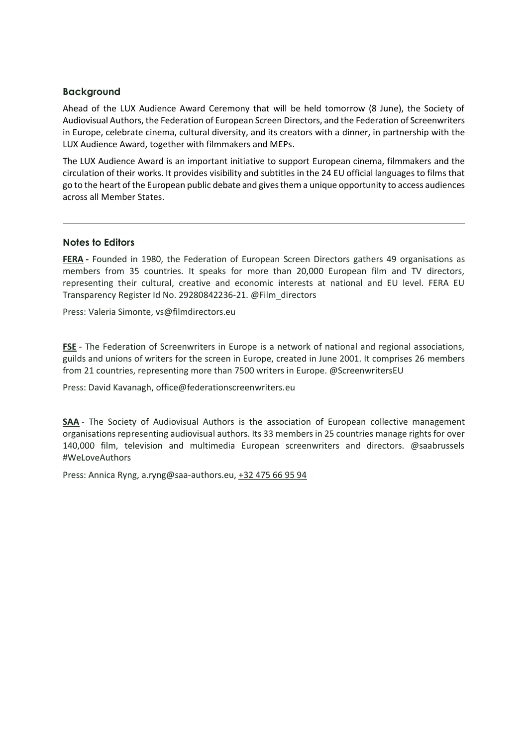## Background

Ahead of the LUX Audience Award Ceremony that will be held tomorrow (8 June), the Society of Audiovisual Authors, the Federation of European Screen Directors, and the Federation of Screenwriters in Europe, celebrate cinema, cultural diversity, and its creators with a dinner, in partnership with the LUX Audience Award, together with filmmakers and MEPs.

The LUX Audience Award is an important initiative to support European cinema, filmmakers and the circulation of their works. It provides visibility and subtitles in the 24 EU official languages to films that go to the heart of the European public debate and gives them a unique opportunity to access audiences across all Member States.

---

## Notes to Editors

**FERA -** Founded in 1980, the Federation of European Screen Directors gathers 49 organisations as members from 35 countries. It speaks for more than 20,000 European film and TV directors, representing their cultural, creative and economic interests at national and EU level. FERA EU Transparency Register Id No. 29280842236-21. @Film_directors

Press: Valeria Simonte, vs@filmdirectors.eu

**FSE** - The Federation of Screenwriters in Europe is a network of national and regional associations, guilds and unions of writers for the screen in Europe, created in June 2001. It comprises 26 members from 21 countries, representing more than 7500 writers in Europe. @ScreenwritersEU

Press: David Kavanagh, office@federationscreenwriters.eu

**SAA** - The Society of Audiovisual Authors is the association of European collective management organisations representing audiovisual authors. Its 33 members in 25 countries manage rights for over 140,000 film, television and multimedia European screenwriters and directors. @saabrussels #WeLoveAuthors

Press: Annica Ryng, a.ryng@saa-authors.eu, +32 475 66 95 94